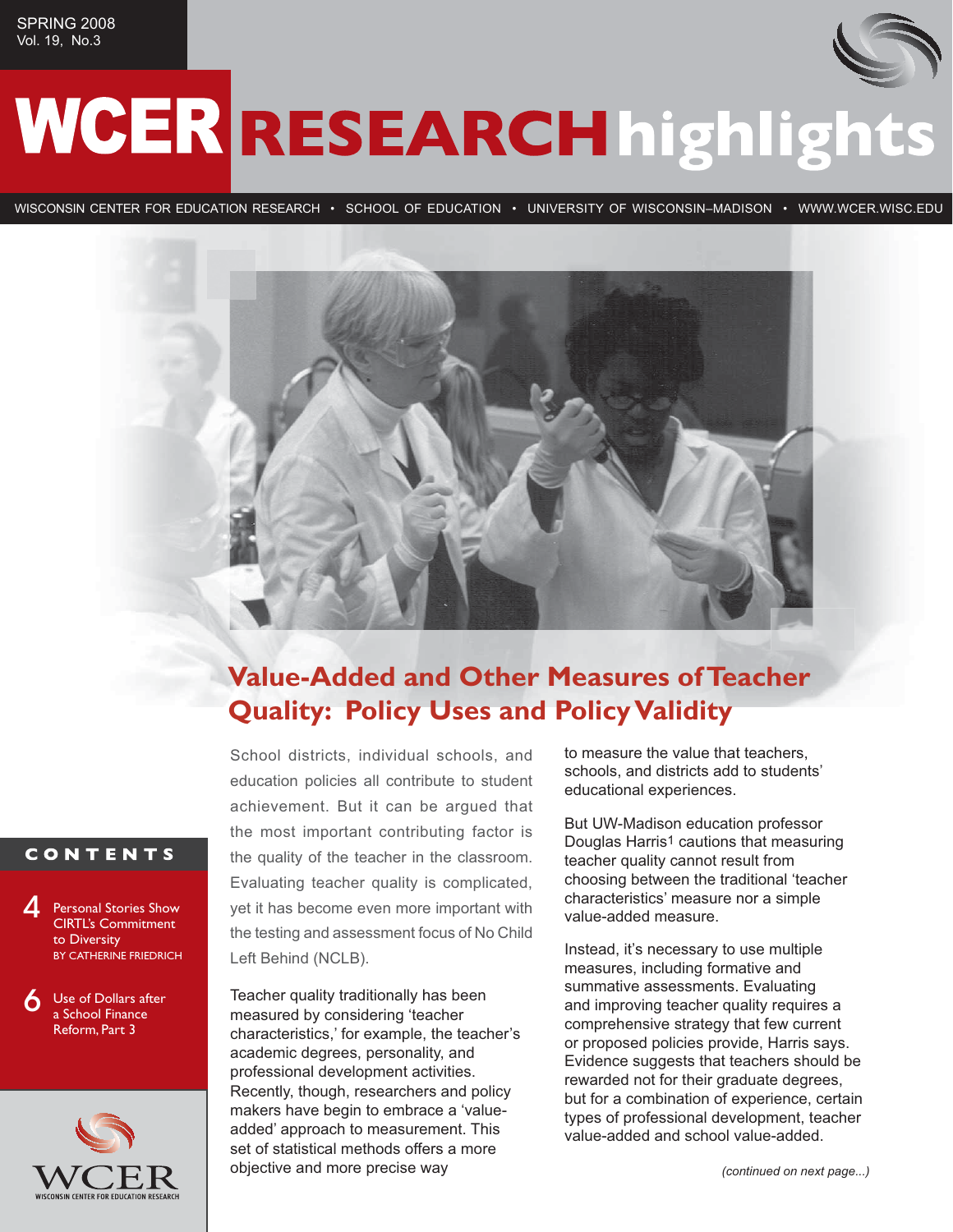SPRING 2008
Vol. 19, No.3

# WCER RESEARCH highlights

WISCONSIN CENTER FOR EDUCATION RESEARCH • SCHOOL OF EDUCATION • UNIVERSITY OF WISCONSIN–MADISON • WWW.WCER.WISC.EDU

## CONTENTS

4 Personal Stories Show CIRTL's Commitment to Diversity
BY CATHERINE FRIEDRICH

6 Use of Dollars after a School Finance Reform, Part 3

## Value-Added and Other Measures of Teacher Quality: Policy Uses and Policy Validity

School districts, individual schools, and education policies all contribute to student achievement. But it can be argued that the most important contributing factor is the quality of the teacher in the classroom. Evaluating teacher quality is complicated, yet it has become even more important with the testing and assessment focus of No Child Left Behind (NCLB).

Teacher quality traditionally has been measured by considering 'teacher characteristics,' for example, the teacher's academic degrees, personality, and professional development activities. Recently, though, researchers and policy makers have begin to embrace a 'value-added' approach to measurement. This set of statistical methods offers a more objective and more precise way to measure the value that teachers, schools, and districts add to students' educational experiences.

But UW-Madison education professor Douglas Harris[1] cautions that measuring teacher quality cannot result from choosing between the traditional 'teacher characteristics' measure nor a simple value-added measure.

Instead, it's necessary to use multiple measures, including formative and summative assessments. Evaluating and improving teacher quality requires a comprehensive strategy that few current or proposed policies provide, Harris says. Evidence suggests that teachers should be rewarded not for their graduate degrees, but for a combination of experience, certain types of professional development, teacher value-added and school value-added.

*(continued on next page...)*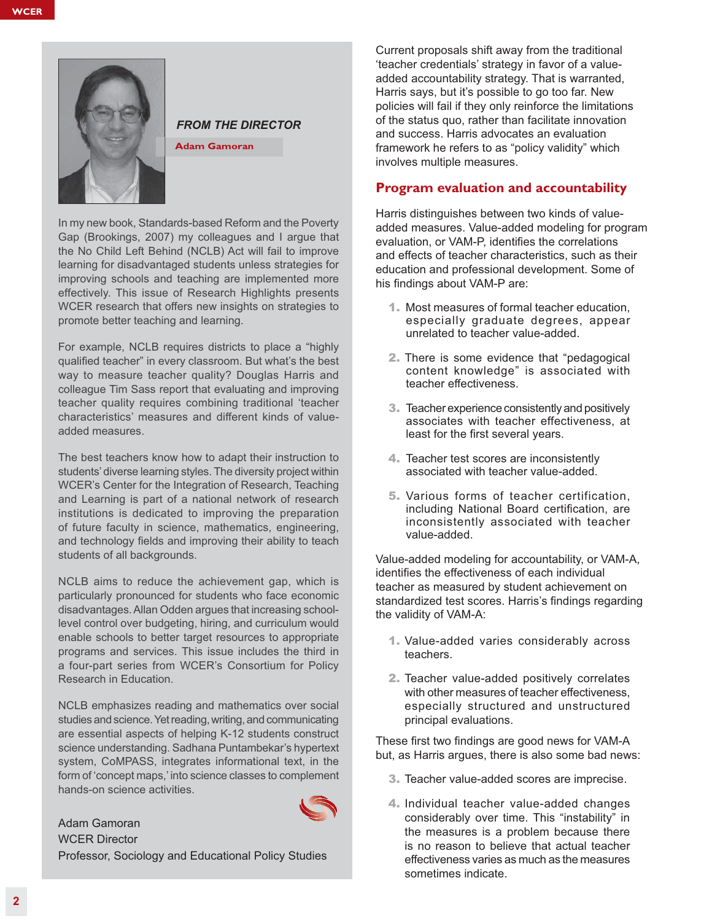## FROM THE DIRECTOR

**Adam Gamoran**

In my new book, Standards-based Reform and the Poverty Gap (Brookings, 2007) my colleagues and I argue that the No Child Left Behind (NCLB) Act will fail to improve learning for disadvantaged students unless strategies for improving schools and teaching are implemented more effectively. This issue of Research Highlights presents WCER research that offers new insights on strategies to promote better teaching and learning.

For example, NCLB requires districts to place a "highly qualified teacher" in every classroom. But what's the best way to measure teacher quality? Douglas Harris and colleague Tim Sass report that evaluating and improving teacher quality requires combining traditional 'teacher characteristics' measures and different kinds of value-added measures.

The best teachers know how to adapt their instruction to students' diverse learning styles. The diversity project within WCER's Center for the Integration of Research, Teaching and Learning is part of a national network of research institutions is dedicated to improving the preparation of future faculty in science, mathematics, engineering, and technology fields and improving their ability to teach students of all backgrounds.

NCLB aims to reduce the achievement gap, which is particularly pronounced for students who face economic disadvantages. Allan Odden argues that increasing school-level control over budgeting, hiring, and curriculum would enable schools to better target resources to appropriate programs and services. This issue includes the third in a four-part series from WCER's Consortium for Policy Research in Education.

NCLB emphasizes reading and mathematics over social studies and science. Yet reading, writing, and communicating are essential aspects of helping K-12 students construct science understanding. Sadhana Puntambekar's hypertext system, CoMPASS, integrates informational text, in the form of 'concept maps,' into science classes to complement hands-on science activities.

Adam Gamoran
WCER Director
Professor, Sociology and Educational Policy Studies

Current proposals shift away from the traditional 'teacher credentials' strategy in favor of a value-added accountability strategy. That is warranted, Harris says, but it's possible to go too far. New policies will fail if they only reinforce the limitations of the status quo, rather than facilitate innovation and success. Harris advocates an evaluation framework he refers to as "policy validity" which involves multiple measures.

## Program evaluation and accountability

Harris distinguishes between two kinds of value-added measures. Value-added modeling for program evaluation, or VAM-P, identifies the correlations and effects of teacher characteristics, such as their education and professional development. Some of his findings about VAM-P are:

1. Most measures of formal teacher education, especially graduate degrees, appear unrelated to teacher value-added.
2. There is some evidence that "pedagogical content knowledge" is associated with teacher effectiveness.
3. Teacher experience consistently and positively associates with teacher effectiveness, at least for the first several years.
4. Teacher test scores are inconsistently associated with teacher value-added.
5. Various forms of teacher certification, including National Board certification, are inconsistently associated with teacher value-added.

Value-added modeling for accountability, or VAM-A, identifies the effectiveness of each individual teacher as measured by student achievement on standardized test scores. Harris's findings regarding the validity of VAM-A:

1. Value-added varies considerably across teachers.
2. Teacher value-added positively correlates with other measures of teacher effectiveness, especially structured and unstructured principal evaluations.

These first two findings are good news for VAM-A but, as Harris argues, there is also some bad news:

3. Teacher value-added scores are imprecise.
4. Individual teacher value-added changes considerably over time. This "instability" in the measures is a problem because there is no reason to believe that actual teacher effectiveness varies as much as the measures sometimes indicate.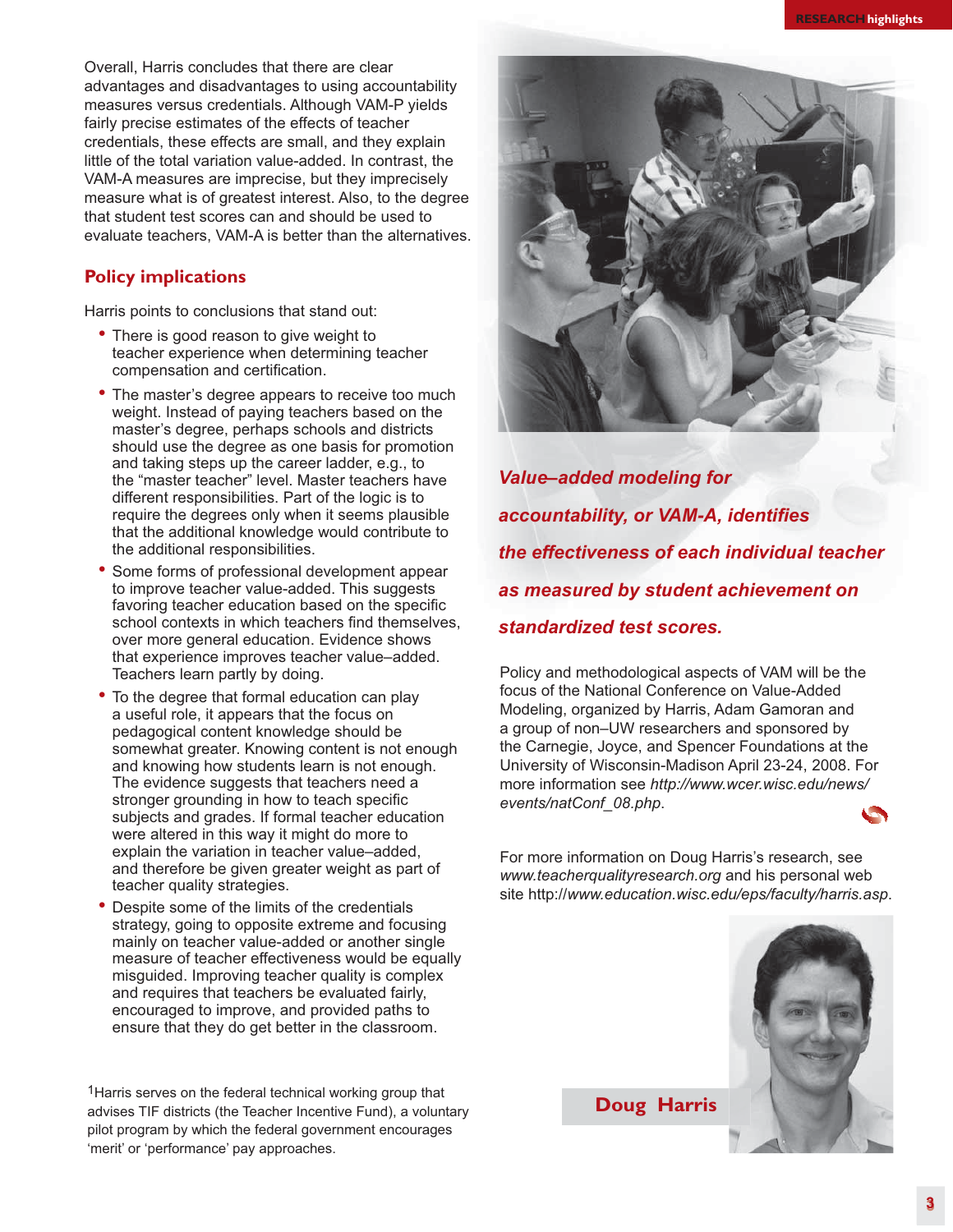Overall, Harris concludes that there are clear advantages and disadvantages to using accountability measures versus credentials. Although VAM-P yields fairly precise estimates of the effects of teacher credentials, these effects are small, and they explain little of the total variation value-added. In contrast, the VAM-A measures are imprecise, but they imprecisely measure what is of greatest interest. Also, to the degree that student test scores can and should be used to evaluate teachers, VAM-A is better than the alternatives.

## Policy implications

Harris points to conclusions that stand out:

- There is good reason to give weight to teacher experience when determining teacher compensation and certification.
- The master's degree appears to receive too much weight. Instead of paying teachers based on the master's degree, perhaps schools and districts should use the degree as one basis for promotion and taking steps up the career ladder, e.g., to the "master teacher" level. Master teachers have different responsibilities. Part of the logic is to require the degrees only when it seems plausible that the additional knowledge would contribute to the additional responsibilities.
- Some forms of professional development appear to improve teacher value-added. This suggests favoring teacher education based on the specific school contexts in which teachers find themselves, over more general education. Evidence shows that experience improves teacher value–added. Teachers learn partly by doing.
- To the degree that formal education can play a useful role, it appears that the focus on pedagogical content knowledge should be somewhat greater. Knowing content is not enough and knowing how students learn is not enough. The evidence suggests that teachers need a stronger grounding in how to teach specific subjects and grades. If formal teacher education were altered in this way it might do more to explain the variation in teacher value–added, and therefore be given greater weight as part of teacher quality strategies.
- Despite some of the limits of the credentials strategy, going to opposite extreme and focusing mainly on teacher value-added or another single measure of teacher effectiveness would be equally misguided. Improving teacher quality is complex and requires that teachers be evaluated fairly, encouraged to improve, and provided paths to ensure that they do get better in the classroom.

[1]Harris serves on the federal technical working group that advises TIF districts (the Teacher Incentive Fund), a voluntary pilot program by which the federal government encourages 'merit' or 'performance' pay approaches.

***Value–added modeling for accountability, or VAM-A, identifies the effectiveness of each individual teacher as measured by student achievement on standardized test scores.***

Policy and methodological aspects of VAM will be the focus of the National Conference on Value-Added Modeling, organized by Harris, Adam Gamoran and a group of non–UW researchers and sponsored by the Carnegie, Joyce, and Spencer Foundations at the University of Wisconsin-Madison April 23-24, 2008. For more information see *http://www.wcer.wisc.edu/news/events/natConf_08.php*.

For more information on Doug Harris's research, see *www.teacherqualityresearch.org* and his personal web site http://*www.education.wisc.edu/eps/faculty/harris.asp*.

**Doug Harris**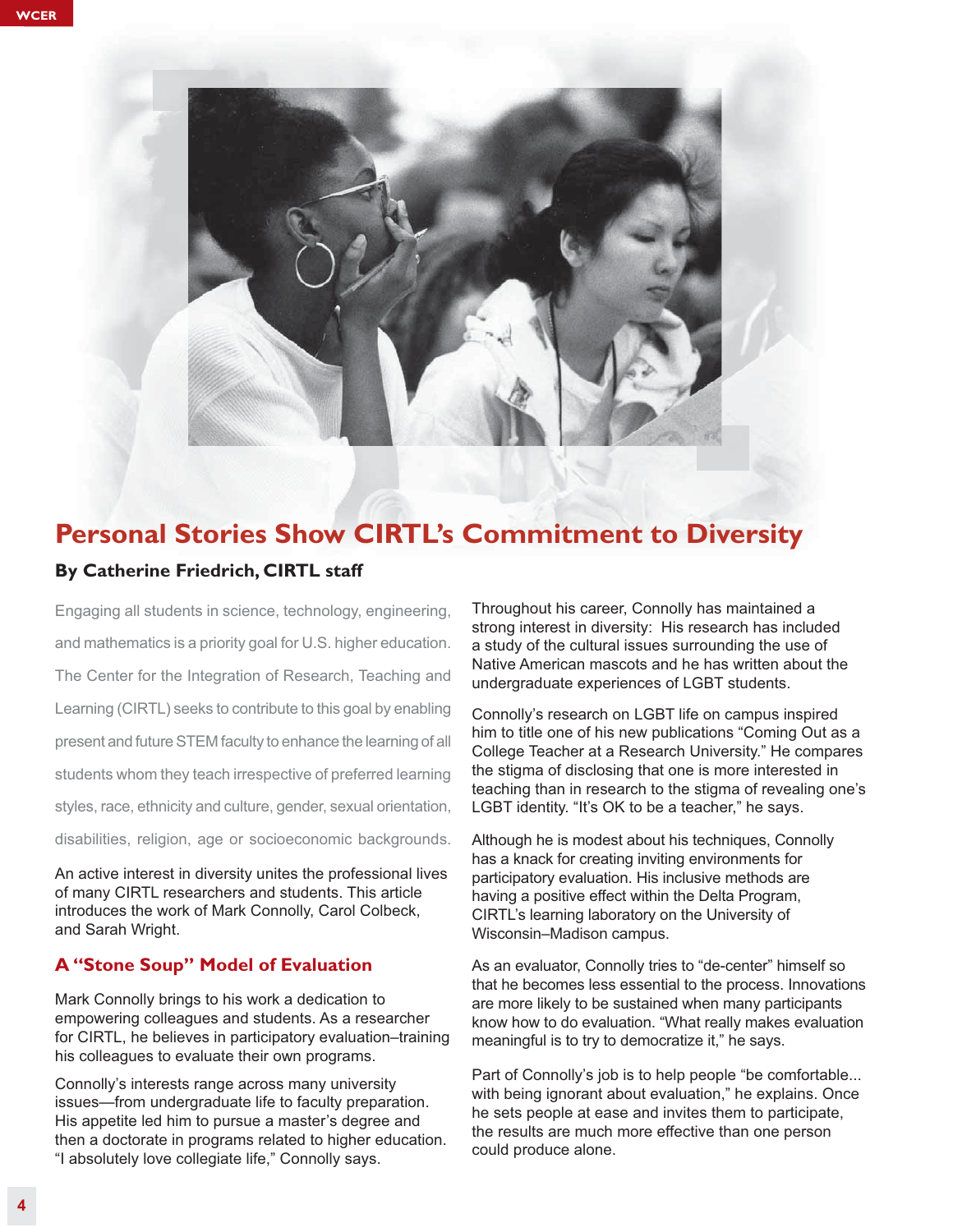# Personal Stories Show CIRTL's Commitment to Diversity

**By Catherine Friedrich, CIRTL staff**

Engaging all students in science, technology, engineering, and mathematics is a priority goal for U.S. higher education. The Center for the Integration of Research, Teaching and Learning (CIRTL) seeks to contribute to this goal by enabling present and future STEM faculty to enhance the learning of all students whom they teach irrespective of preferred learning styles, race, ethnicity and culture, gender, sexual orientation, disabilities, religion, age or socioeconomic backgrounds.

An active interest in diversity unites the professional lives of many CIRTL researchers and students. This article introduces the work of Mark Connolly, Carol Colbeck, and Sarah Wright.

## A "Stone Soup" Model of Evaluation

Mark Connolly brings to his work a dedication to empowering colleagues and students. As a researcher for CIRTL, he believes in participatory evaluation–training his colleagues to evaluate their own programs.

Connolly's interests range across many university issues—from undergraduate life to faculty preparation. His appetite led him to pursue a master's degree and then a doctorate in programs related to higher education. "I absolutely love collegiate life," Connolly says.

Throughout his career, Connolly has maintained a strong interest in diversity: His research has included a study of the cultural issues surrounding the use of Native American mascots and he has written about the undergraduate experiences of LGBT students.

Connolly's research on LGBT life on campus inspired him to title one of his new publications "Coming Out as a College Teacher at a Research University." He compares the stigma of disclosing that one is more interested in teaching than in research to the stigma of revealing one's LGBT identity. "It's OK to be a teacher," he says.

Although he is modest about his techniques, Connolly has a knack for creating inviting environments for participatory evaluation. His inclusive methods are having a positive effect within the Delta Program, CIRTL's learning laboratory on the University of Wisconsin–Madison campus.

As an evaluator, Connolly tries to "de-center" himself so that he becomes less essential to the process. Innovations are more likely to be sustained when many participants know how to do evaluation. "What really makes evaluation meaningful is to try to democratize it," he says.

Part of Connolly's job is to help people "be comfortable... with being ignorant about evaluation," he explains. Once he sets people at ease and invites them to participate, the results are much more effective than one person could produce alone.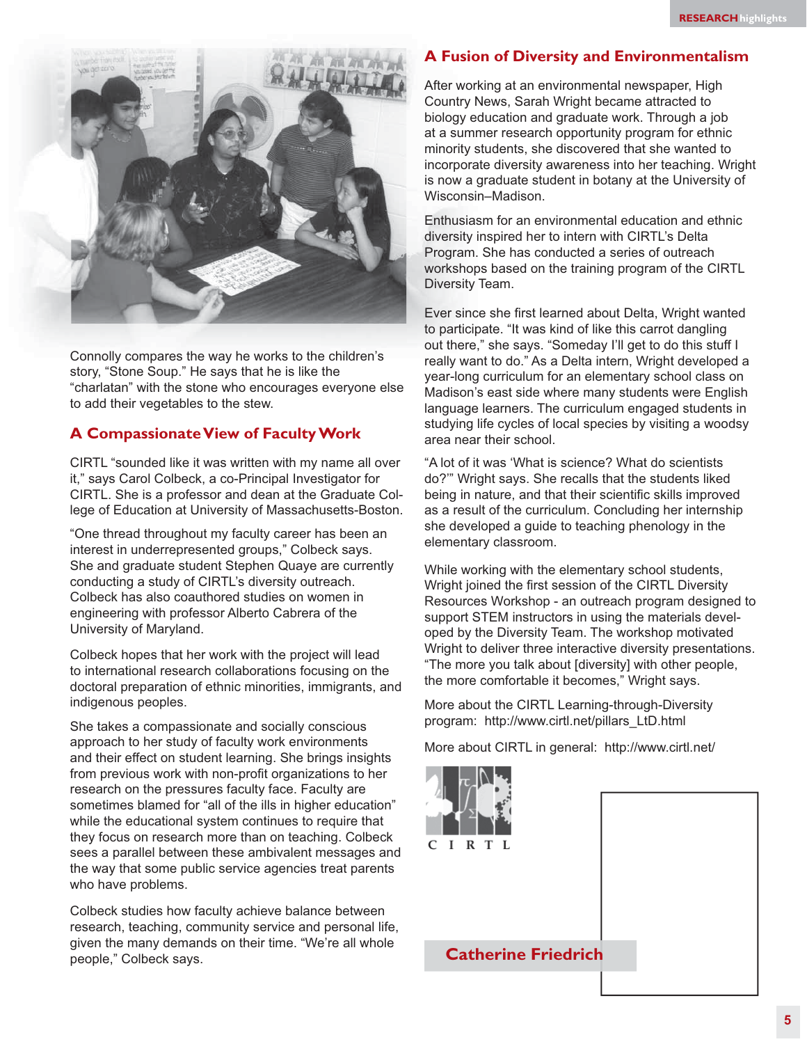Connolly compares the way he works to the children's story, "Stone Soup." He says that he is like the "charlatan" with the stone who encourages everyone else to add their vegetables to the stew.

## A Compassionate View of Faculty Work

CIRTL "sounded like it was written with my name all over it," says Carol Colbeck, a co-Principal Investigator for CIRTL. She is a professor and dean at the Graduate College of Education at University of Massachusetts-Boston.

"One thread throughout my faculty career has been an interest in underrepresented groups," Colbeck says. She and graduate student Stephen Quaye are currently conducting a study of CIRTL's diversity outreach. Colbeck has also coauthored studies on women in engineering with professor Alberto Cabrera of the University of Maryland.

Colbeck hopes that her work with the project will lead to international research collaborations focusing on the doctoral preparation of ethnic minorities, immigrants, and indigenous peoples.

She takes a compassionate and socially conscious approach to her study of faculty work environments and their effect on student learning. She brings insights from previous work with non-profit organizations to her research on the pressures faculty face. Faculty are sometimes blamed for "all of the ills in higher education" while the educational system continues to require that they focus on research more than on teaching. Colbeck sees a parallel between these ambivalent messages and the way that some public service agencies treat parents who have problems.

Colbeck studies how faculty achieve balance between research, teaching, community service and personal life, given the many demands on their time. "We're all whole people," Colbeck says.

## A Fusion of Diversity and Environmentalism

After working at an environmental newspaper, High Country News, Sarah Wright became attracted to biology education and graduate work. Through a job at a summer research opportunity program for ethnic minority students, she discovered that she wanted to incorporate diversity awareness into her teaching. Wright is now a graduate student in botany at the University of Wisconsin–Madison.

Enthusiasm for an environmental education and ethnic diversity inspired her to intern with CIRTL's Delta Program. She has conducted a series of outreach workshops based on the training program of the CIRTL Diversity Team.

Ever since she first learned about Delta, Wright wanted to participate. "It was kind of like this carrot dangling out there," she says. "Someday I'll get to do this stuff I really want to do." As a Delta intern, Wright developed a year-long curriculum for an elementary school class on Madison's east side where many students were English language learners. The curriculum engaged students in studying life cycles of local species by visiting a woodsy area near their school.

"A lot of it was 'What is science? What do scientists do?'" Wright says. She recalls that the students liked being in nature, and that their scientific skills improved as a result of the curriculum. Concluding her internship she developed a guide to teaching phenology in the elementary classroom.

While working with the elementary school students, Wright joined the first session of the CIRTL Diversity Resources Workshop - an outreach program designed to support STEM instructors in using the materials developed by the Diversity Team. The workshop motivated Wright to deliver three interactive diversity presentations. "The more you talk about [diversity] with other people, the more comfortable it becomes," Wright says.

More about the CIRTL Learning-through-Diversity program: http://www.cirtl.net/pillars_LtD.html

More about CIRTL in general: http://www.cirtl.net/

C I R T L

**Catherine Friedrich**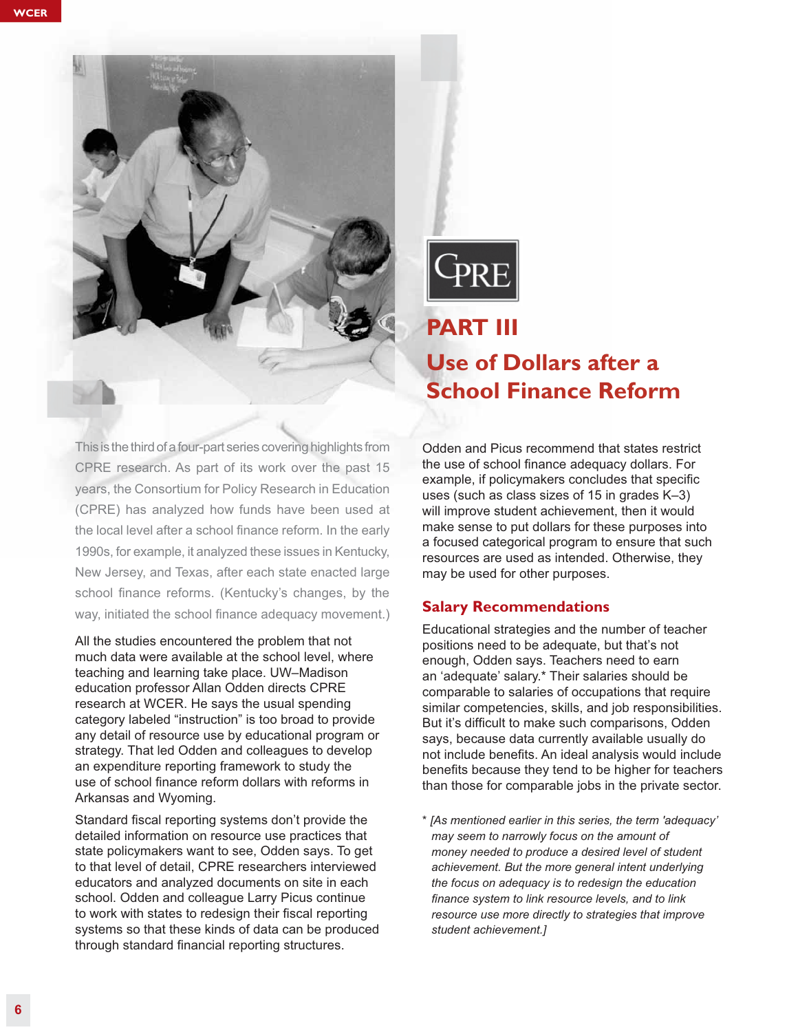# PART III

## Use of Dollars after a School Finance Reform

This is the third of a four-part series covering highlights from CPRE research. As part of its work over the past 15 years, the Consortium for Policy Research in Education (CPRE) has analyzed how funds have been used at the local level after a school finance reform. In the early 1990s, for example, it analyzed these issues in Kentucky, New Jersey, and Texas, after each state enacted large school finance reforms. (Kentucky's changes, by the way, initiated the school finance adequacy movement.)

All the studies encountered the problem that not much data were available at the school level, where teaching and learning take place. UW–Madison education professor Allan Odden directs CPRE research at WCER. He says the usual spending category labeled "instruction" is too broad to provide any detail of resource use by educational program or strategy. That led Odden and colleagues to develop an expenditure reporting framework to study the use of school finance reform dollars with reforms in Arkansas and Wyoming.

Standard fiscal reporting systems don't provide the detailed information on resource use practices that state policymakers want to see, Odden says. To get to that level of detail, CPRE researchers interviewed educators and analyzed documents on site in each school. Odden and colleague Larry Picus continue to work with states to redesign their fiscal reporting systems so that these kinds of data can be produced through standard financial reporting structures.

Odden and Picus recommend that states restrict the use of school finance adequacy dollars. For example, if policymakers concludes that specific uses (such as class sizes of 15 in grades K–3) will improve student achievement, then it would make sense to put dollars for these purposes into a focused categorical program to ensure that such resources are used as intended. Otherwise, they may be used for other purposes.

### Salary Recommendations

Educational strategies and the number of teacher positions need to be adequate, but that's not enough, Odden says. Teachers need to earn an 'adequate' salary.* Their salaries should be comparable to salaries of occupations that require similar competencies, skills, and job responsibilities. But it's difficult to make such comparisons, Odden says, because data currently available usually do not include benefits. An ideal analysis would include benefits because they tend to be higher for teachers than those for comparable jobs in the private sector.

* *[As mentioned earlier in this series, the term 'adequacy' may seem to narrowly focus on the amount of money needed to produce a desired level of student achievement. But the more general intent underlying the focus on adequacy is to redesign the education finance system to link resource levels, and to link resource use more directly to strategies that improve student achievement.]*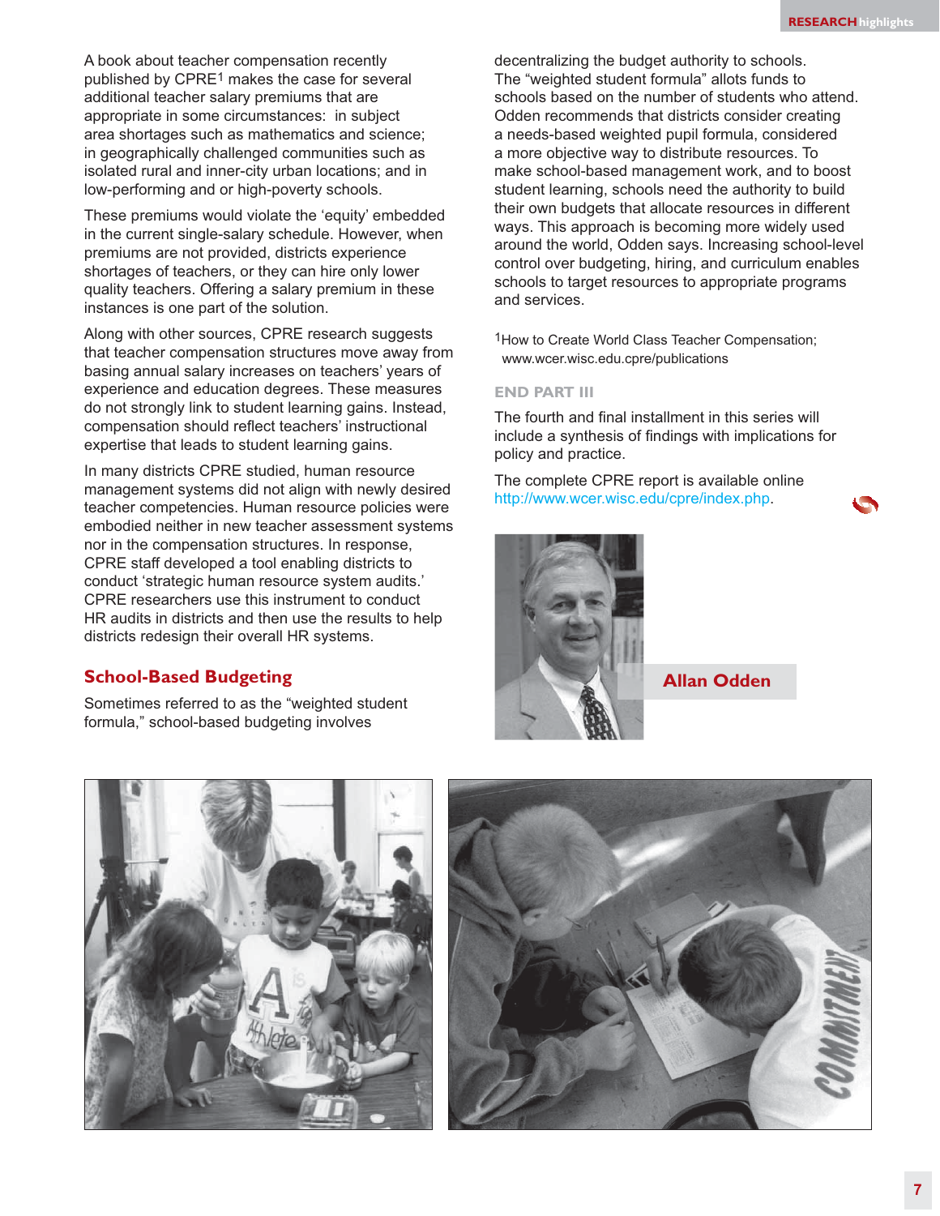A book about teacher compensation recently published by CPRE[1] makes the case for several additional teacher salary premiums that are appropriate in some circumstances: in subject area shortages such as mathematics and science; in geographically challenged communities such as isolated rural and inner-city urban locations; and in low-performing and or high-poverty schools.

These premiums would violate the 'equity' embedded in the current single-salary schedule. However, when premiums are not provided, districts experience shortages of teachers, or they can hire only lower quality teachers. Offering a salary premium in these instances is one part of the solution.

Along with other sources, CPRE research suggests that teacher compensation structures move away from basing annual salary increases on teachers' years of experience and education degrees. These measures do not strongly link to student learning gains. Instead, compensation should reflect teachers' instructional expertise that leads to student learning gains.

In many districts CPRE studied, human resource management systems did not align with newly desired teacher competencies. Human resource policies were embodied neither in new teacher assessment systems nor in the compensation structures. In response, CPRE staff developed a tool enabling districts to conduct 'strategic human resource system audits.' CPRE researchers use this instrument to conduct HR audits in districts and then use the results to help districts redesign their overall HR systems.

## School-Based Budgeting

Sometimes referred to as the "weighted student formula," school-based budgeting involves decentralizing the budget authority to schools. The "weighted student formula" allots funds to schools based on the number of students who attend. Odden recommends that districts consider creating a needs-based weighted pupil formula, considered a more objective way to distribute resources. To make school-based management work, and to boost student learning, schools need the authority to build their own budgets that allocate resources in different ways. This approach is becoming more widely used around the world, Odden says. Increasing school-level control over budgeting, hiring, and curriculum enables schools to target resources to appropriate programs and services.

[1]How to Create World Class Teacher Compensation; www.wcer.wisc.edu.cpre/publications

### END PART III

The fourth and final installment in this series will include a synthesis of findings with implications for policy and practice.

The complete CPRE report is available online http://www.wcer.wisc.edu/cpre/index.php.

**Allan Odden**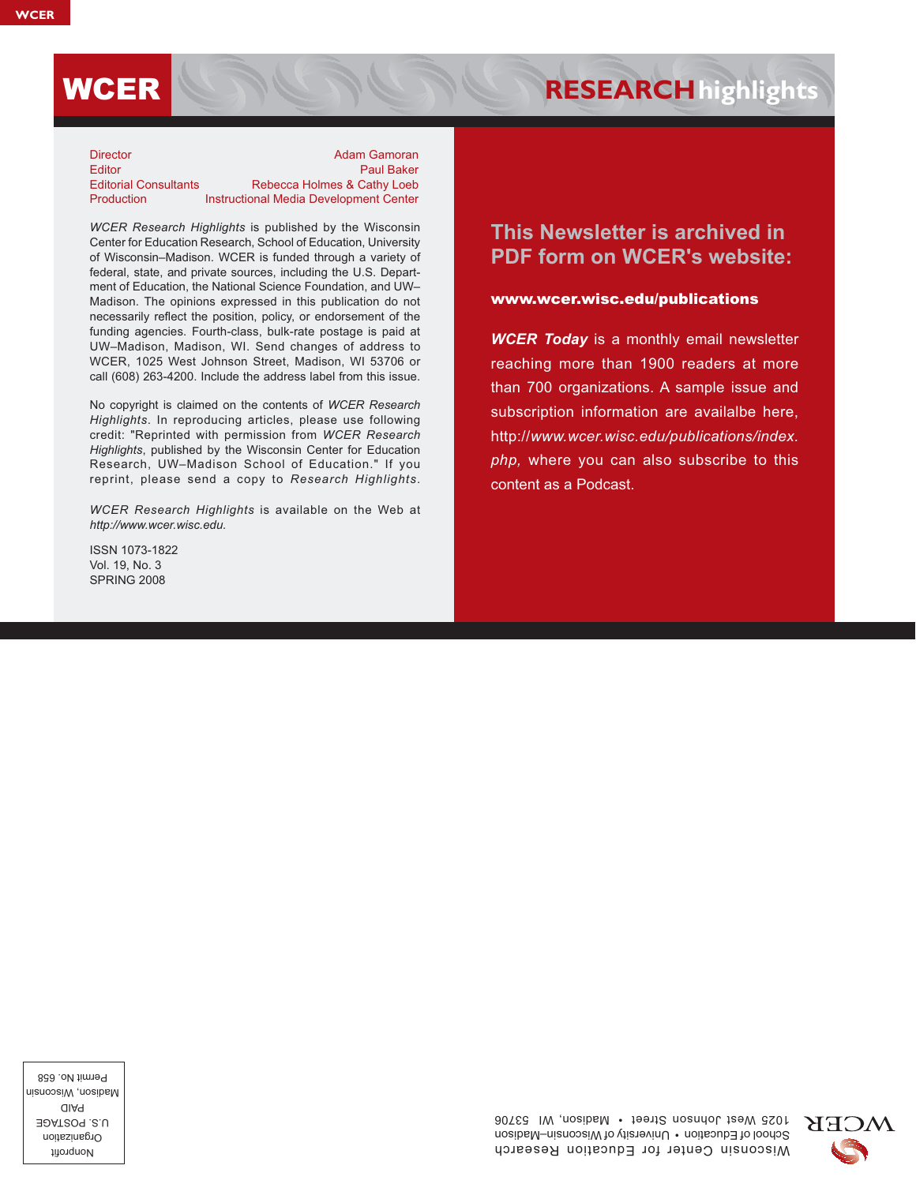# WCER RESEARCH highlights

| | |
|---|---|
| Director | Adam Gamoran |
| Editor | Paul Baker |
| Editorial Consultants | Rebecca Holmes & Cathy Loeb |
| Production | Instructional Media Development Center |

*WCER Research Highlights* is published by the Wisconsin Center for Education Research, School of Education, University of Wisconsin–Madison. WCER is funded through a variety of federal, state, and private sources, including the U.S. Department of Education, the National Science Foundation, and UW–Madison. The opinions expressed in this publication do not necessarily reflect the position, policy, or endorsement of the funding agencies. Fourth-class, bulk-rate postage is paid at UW–Madison, Madison, WI. Send changes of address to WCER, 1025 West Johnson Street, Madison, WI 53706 or call (608) 263-4200. Include the address label from this issue.

No copyright is claimed on the contents of *WCER Research Highlights*. In reproducing articles, please use following credit: "Reprinted with permission from *WCER Research Highlights*, published by the Wisconsin Center for Education Research, UW–Madison School of Education." If you reprint, please send a copy to *Research Highlights*.

*WCER Research Highlights* is available on the Web at *http://www.wcer.wisc.edu.*

ISSN 1073-1822
Vol. 19, No. 3
SPRING 2008

## This Newsletter is archived in PDF form on WCER's website:

**www.wcer.wisc.edu/publications**

***WCER Today*** is a monthly email newsletter reaching more than 1900 readers at more than 700 organizations. A sample issue and subscription information are availalbe here, http://*www.wcer.wisc.edu/publications/index.php,* where you can also subscribe to this content as a Podcast.

WCER
Wisconsin Center for Education Research
School of Education • University of Wisconsin–Madison
1025 West Johnson Street • Madison, WI 53706

Nonprofit
Organization
U.S. POSTAGE
PAID
Madison, Wisconsin
Permit No. 658